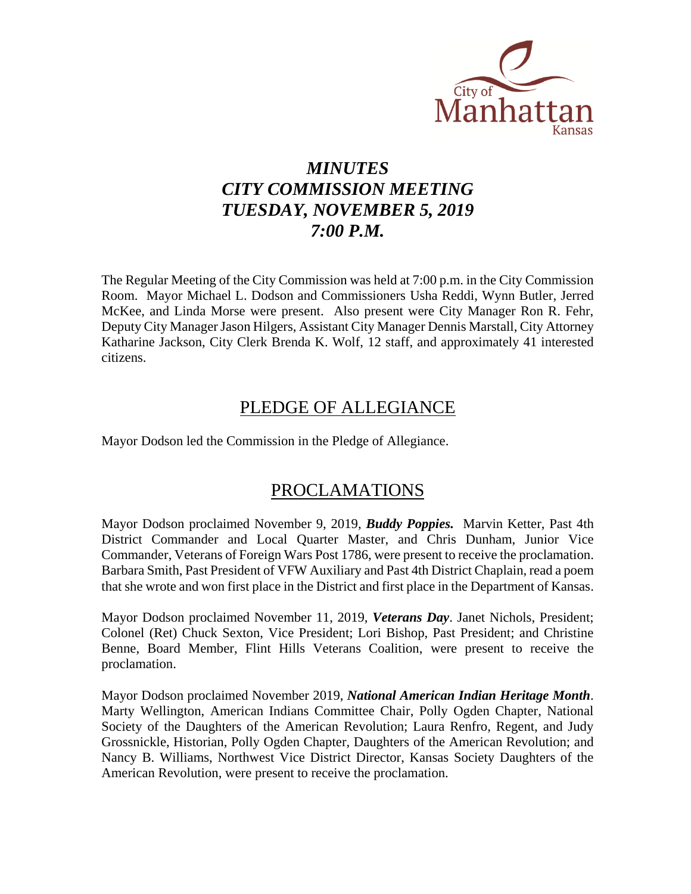City of Manhattan Kansas

# *MINUTES*
# *CITY COMMISSION MEETING*
# *TUESDAY, NOVEMBER 5, 2019*
# *7:00 P.M.*

The Regular Meeting of the City Commission was held at 7:00 p.m. in the City Commission Room. Mayor Michael L. Dodson and Commissioners Usha Reddi, Wynn Butler, Jerred McKee, and Linda Morse were present. Also present were City Manager Ron R. Fehr, Deputy City Manager Jason Hilgers, Assistant City Manager Dennis Marstall, City Attorney Katharine Jackson, City Clerk Brenda K. Wolf, 12 staff, and approximately 41 interested citizens.

## PLEDGE OF ALLEGIANCE

Mayor Dodson led the Commission in the Pledge of Allegiance.

## PROCLAMATIONS

Mayor Dodson proclaimed November 9, 2019, ***Buddy Poppies.*** Marvin Ketter, Past 4th District Commander and Local Quarter Master, and Chris Dunham, Junior Vice Commander, Veterans of Foreign Wars Post 1786, were present to receive the proclamation. Barbara Smith, Past President of VFW Auxiliary and Past 4th District Chaplain, read a poem that she wrote and won first place in the District and first place in the Department of Kansas.

Mayor Dodson proclaimed November 11, 2019, ***Veterans Day***. Janet Nichols, President; Colonel (Ret) Chuck Sexton, Vice President; Lori Bishop, Past President; and Christine Benne, Board Member, Flint Hills Veterans Coalition, were present to receive the proclamation.

Mayor Dodson proclaimed November 2019, ***National American Indian Heritage Month***. Marty Wellington, American Indians Committee Chair, Polly Ogden Chapter, National Society of the Daughters of the American Revolution; Laura Renfro, Regent, and Judy Grossnickle, Historian, Polly Ogden Chapter, Daughters of the American Revolution; and Nancy B. Williams, Northwest Vice District Director, Kansas Society Daughters of the American Revolution, were present to receive the proclamation.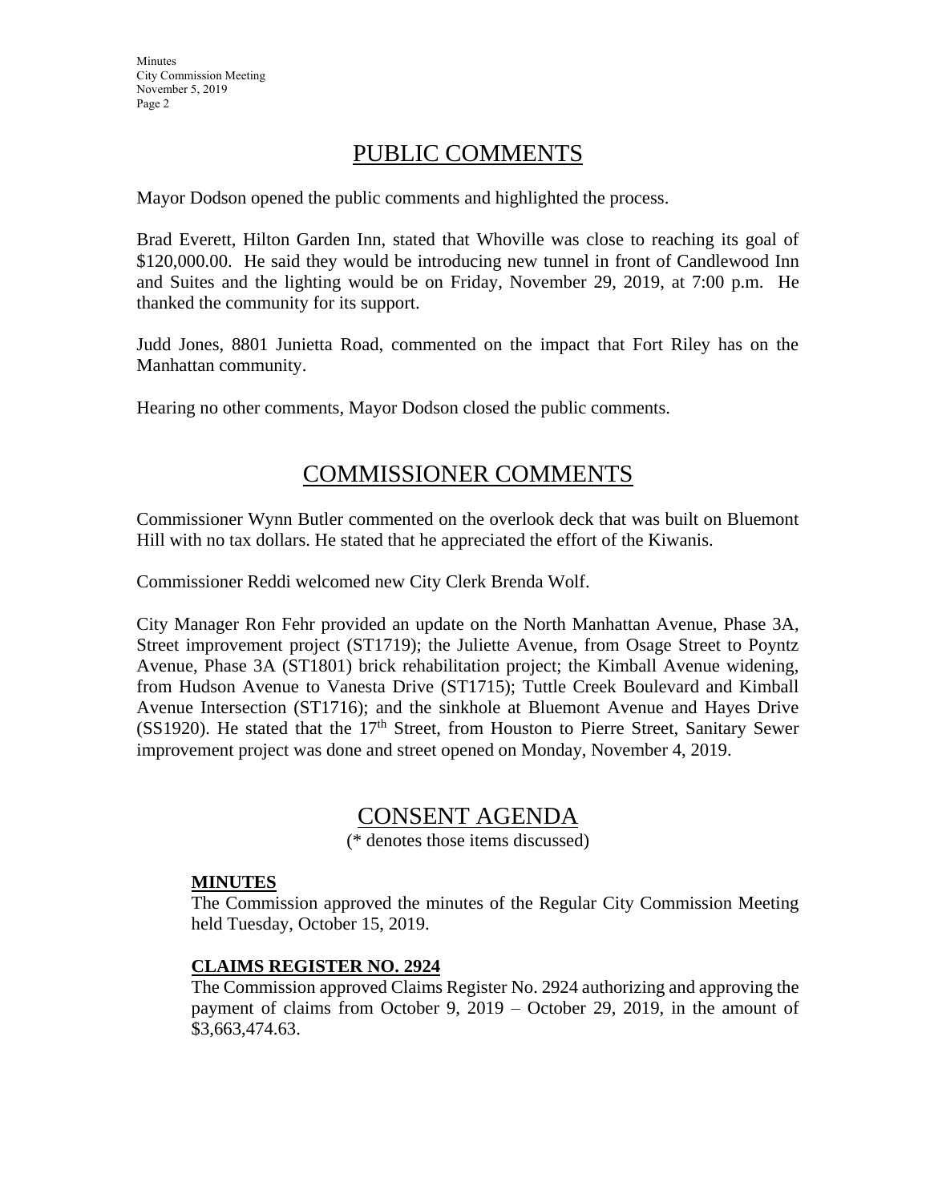## PUBLIC COMMENTS

Mayor Dodson opened the public comments and highlighted the process.

Brad Everett, Hilton Garden Inn, stated that Whoville was close to reaching its goal of $120,000.00. He said they would be introducing new tunnel in front of Candlewood Inn and Suites and the lighting would be on Friday, November 29, 2019, at 7:00 p.m. He thanked the community for its support.

Judd Jones, 8801 Junietta Road, commented on the impact that Fort Riley has on the Manhattan community.

Hearing no other comments, Mayor Dodson closed the public comments.

## COMMISSIONER COMMENTS

Commissioner Wynn Butler commented on the overlook deck that was built on Bluemont Hill with no tax dollars. He stated that he appreciated the effort of the Kiwanis.

Commissioner Reddi welcomed new City Clerk Brenda Wolf.

City Manager Ron Fehr provided an update on the North Manhattan Avenue, Phase 3A, Street improvement project (ST1719); the Juliette Avenue, from Osage Street to Poyntz Avenue, Phase 3A (ST1801) brick rehabilitation project; the Kimball Avenue widening, from Hudson Avenue to Vanesta Drive (ST1715); Tuttle Creek Boulevard and Kimball Avenue Intersection (ST1716); and the sinkhole at Bluemont Avenue and Hayes Drive (SS1920). He stated that the 17th Street, from Houston to Pierre Street, Sanitary Sewer improvement project was done and street opened on Monday, November 4, 2019.

## CONSENT AGENDA

(* denotes those items discussed)

**MINUTES**

The Commission approved the minutes of the Regular City Commission Meeting held Tuesday, October 15, 2019.

**CLAIMS REGISTER NO. 2924**

The Commission approved Claims Register No. 2924 authorizing and approving the payment of claims from October 9, 2019 – October 29, 2019, in the amount of $3,663,474.63.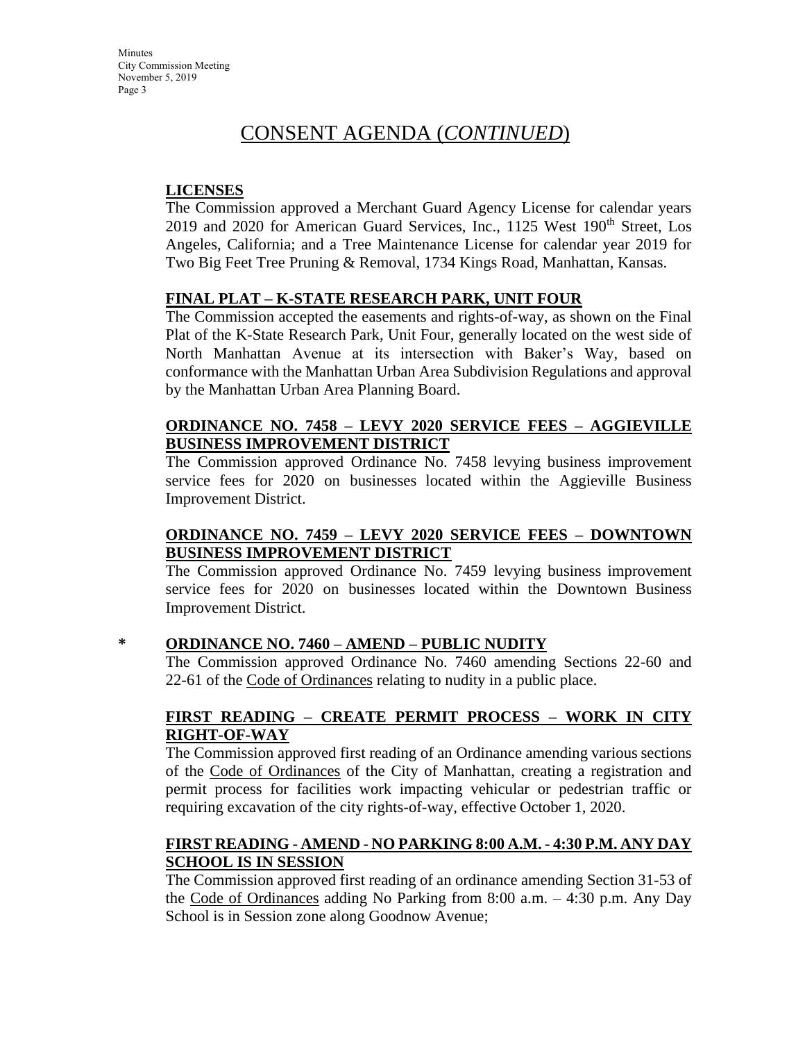# CONSENT AGENDA (*CONTINUED*)

**LICENSES**

The Commission approved a Merchant Guard Agency License for calendar years 2019 and 2020 for American Guard Services, Inc., 1125 West 190th Street, Los Angeles, California; and a Tree Maintenance License for calendar year 2019 for Two Big Feet Tree Pruning & Removal, 1734 Kings Road, Manhattan, Kansas.

**FINAL PLAT – K-STATE RESEARCH PARK, UNIT FOUR**

The Commission accepted the easements and rights-of-way, as shown on the Final Plat of the K-State Research Park, Unit Four, generally located on the west side of North Manhattan Avenue at its intersection with Baker's Way, based on conformance with the Manhattan Urban Area Subdivision Regulations and approval by the Manhattan Urban Area Planning Board.

**ORDINANCE NO. 7458 – LEVY 2020 SERVICE FEES – AGGIEVILLE BUSINESS IMPROVEMENT DISTRICT**

The Commission approved Ordinance No. 7458 levying business improvement service fees for 2020 on businesses located within the Aggieville Business Improvement District.

**ORDINANCE NO. 7459 – LEVY 2020 SERVICE FEES – DOWNTOWN BUSINESS IMPROVEMENT DISTRICT**

The Commission approved Ordinance No. 7459 levying business improvement service fees for 2020 on businesses located within the Downtown Business Improvement District.

\* **ORDINANCE NO. 7460 – AMEND – PUBLIC NUDITY**

The Commission approved Ordinance No. 7460 amending Sections 22-60 and 22-61 of the Code of Ordinances relating to nudity in a public place.

**FIRST READING – CREATE PERMIT PROCESS – WORK IN CITY RIGHT-OF-WAY**

The Commission approved first reading of an Ordinance amending various sections of the Code of Ordinances of the City of Manhattan, creating a registration and permit process for facilities work impacting vehicular or pedestrian traffic or requiring excavation of the city rights-of-way, effective October 1, 2020.

**FIRST READING - AMEND - NO PARKING 8:00 A.M. - 4:30 P.M. ANY DAY SCHOOL IS IN SESSION**

The Commission approved first reading of an ordinance amending Section 31-53 of the Code of Ordinances adding No Parking from 8:00 a.m. – 4:30 p.m. Any Day School is in Session zone along Goodnow Avenue;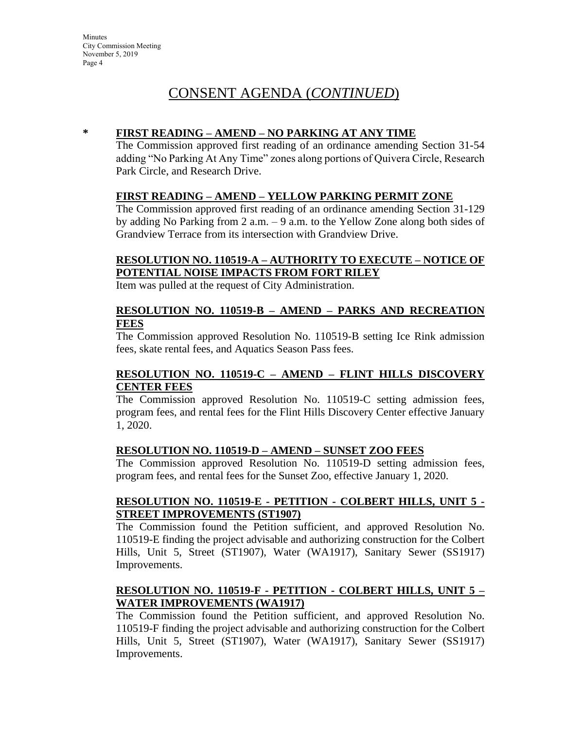# CONSENT AGENDA (*CONTINUED*)

**\* FIRST READING – AMEND – NO PARKING AT ANY TIME**

The Commission approved first reading of an ordinance amending Section 31-54 adding "No Parking At Any Time" zones along portions of Quivera Circle, Research Park Circle, and Research Drive.

**FIRST READING – AMEND – YELLOW PARKING PERMIT ZONE**

The Commission approved first reading of an ordinance amending Section 31-129 by adding No Parking from 2 a.m. – 9 a.m. to the Yellow Zone along both sides of Grandview Terrace from its intersection with Grandview Drive.

**RESOLUTION NO. 110519-A – AUTHORITY TO EXECUTE – NOTICE OF POTENTIAL NOISE IMPACTS FROM FORT RILEY**

Item was pulled at the request of City Administration.

**RESOLUTION NO. 110519-B – AMEND – PARKS AND RECREATION FEES**

The Commission approved Resolution No. 110519-B setting Ice Rink admission fees, skate rental fees, and Aquatics Season Pass fees.

**RESOLUTION NO. 110519-C – AMEND – FLINT HILLS DISCOVERY CENTER FEES**

The Commission approved Resolution No. 110519-C setting admission fees, program fees, and rental fees for the Flint Hills Discovery Center effective January 1, 2020.

**RESOLUTION NO. 110519-D – AMEND – SUNSET ZOO FEES**

The Commission approved Resolution No. 110519-D setting admission fees, program fees, and rental fees for the Sunset Zoo, effective January 1, 2020.

**RESOLUTION NO. 110519-E - PETITION - COLBERT HILLS, UNIT 5 - STREET IMPROVEMENTS (ST1907)**

The Commission found the Petition sufficient, and approved Resolution No. 110519-E finding the project advisable and authorizing construction for the Colbert Hills, Unit 5, Street (ST1907), Water (WA1917), Sanitary Sewer (SS1917) Improvements.

**RESOLUTION NO. 110519-F - PETITION - COLBERT HILLS, UNIT 5 – WATER IMPROVEMENTS (WA1917)**

The Commission found the Petition sufficient, and approved Resolution No. 110519-F finding the project advisable and authorizing construction for the Colbert Hills, Unit 5, Street (ST1907), Water (WA1917), Sanitary Sewer (SS1917) Improvements.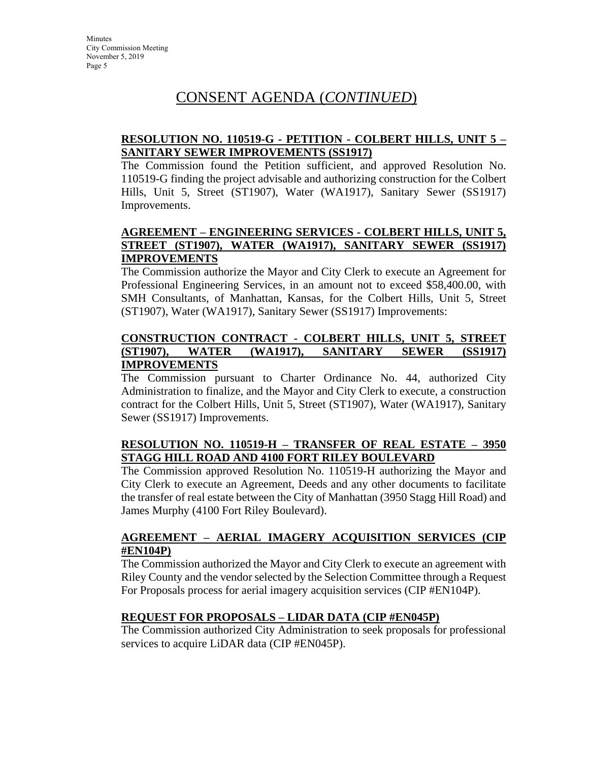# CONSENT AGENDA (*CONTINUED*)

**RESOLUTION NO. 110519-G - PETITION - COLBERT HILLS, UNIT 5 – SANITARY SEWER IMPROVEMENTS (SS1917)**

The Commission found the Petition sufficient, and approved Resolution No. 110519-G finding the project advisable and authorizing construction for the Colbert Hills, Unit 5, Street (ST1907), Water (WA1917), Sanitary Sewer (SS1917) Improvements.

**AGREEMENT – ENGINEERING SERVICES - COLBERT HILLS, UNIT 5, STREET (ST1907), WATER (WA1917), SANITARY SEWER (SS1917) IMPROVEMENTS**

The Commission authorize the Mayor and City Clerk to execute an Agreement for Professional Engineering Services, in an amount not to exceed $58,400.00, with SMH Consultants, of Manhattan, Kansas, for the Colbert Hills, Unit 5, Street (ST1907), Water (WA1917), Sanitary Sewer (SS1917) Improvements:

**CONSTRUCTION CONTRACT - COLBERT HILLS, UNIT 5, STREET (ST1907), WATER (WA1917), SANITARY SEWER (SS1917) IMPROVEMENTS**

The Commission pursuant to Charter Ordinance No. 44, authorized City Administration to finalize, and the Mayor and City Clerk to execute, a construction contract for the Colbert Hills, Unit 5, Street (ST1907), Water (WA1917), Sanitary Sewer (SS1917) Improvements.

**RESOLUTION NO. 110519-H – TRANSFER OF REAL ESTATE – 3950 STAGG HILL ROAD AND 4100 FORT RILEY BOULEVARD**

The Commission approved Resolution No. 110519-H authorizing the Mayor and City Clerk to execute an Agreement, Deeds and any other documents to facilitate the transfer of real estate between the City of Manhattan (3950 Stagg Hill Road) and James Murphy (4100 Fort Riley Boulevard).

**AGREEMENT – AERIAL IMAGERY ACQUISITION SERVICES (CIP #EN104P)**

The Commission authorized the Mayor and City Clerk to execute an agreement with Riley County and the vendor selected by the Selection Committee through a Request For Proposals process for aerial imagery acquisition services (CIP #EN104P).

**REQUEST FOR PROPOSALS – LIDAR DATA (CIP #EN045P)**

The Commission authorized City Administration to seek proposals for professional services to acquire LiDAR data (CIP #EN045P).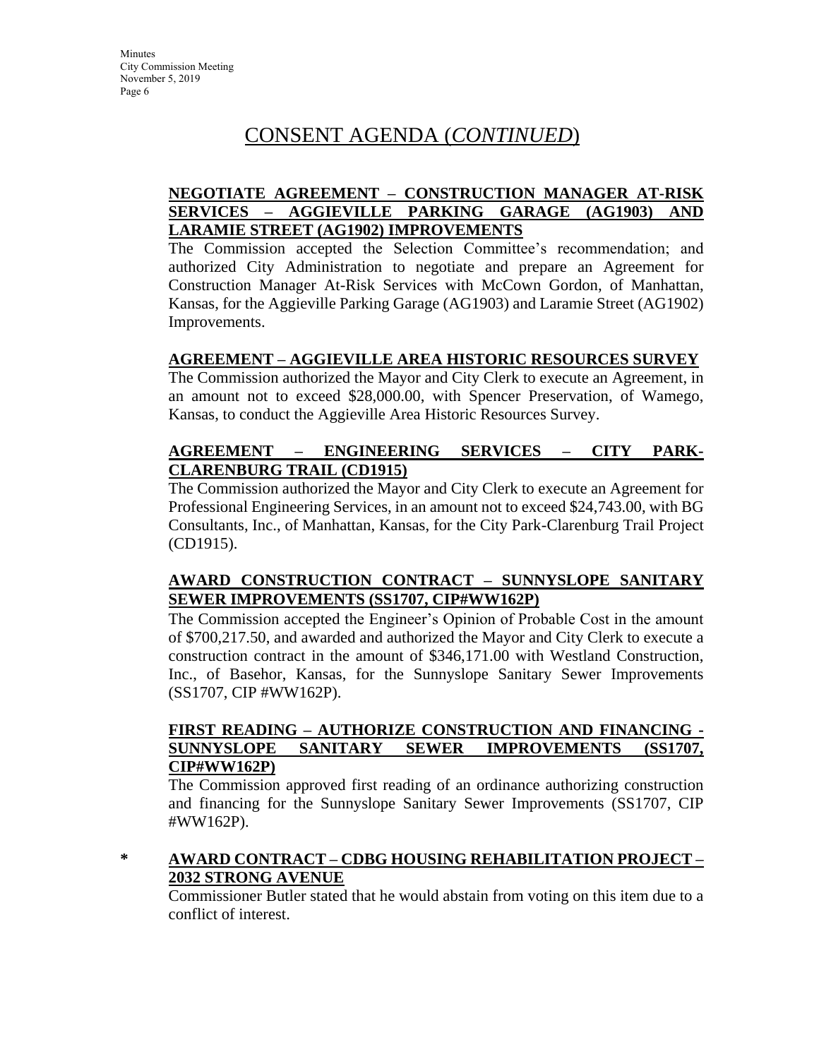# CONSENT AGENDA (*CONTINUED*)

**NEGOTIATE AGREEMENT – CONSTRUCTION MANAGER AT-RISK SERVICES – AGGIEVILLE PARKING GARAGE (AG1903) AND LARAMIE STREET (AG1902) IMPROVEMENTS**

The Commission accepted the Selection Committee's recommendation; and authorized City Administration to negotiate and prepare an Agreement for Construction Manager At-Risk Services with McCown Gordon, of Manhattan, Kansas, for the Aggieville Parking Garage (AG1903) and Laramie Street (AG1902) Improvements.

**AGREEMENT – AGGIEVILLE AREA HISTORIC RESOURCES SURVEY**

The Commission authorized the Mayor and City Clerk to execute an Agreement, in an amount not to exceed $28,000.00, with Spencer Preservation, of Wamego, Kansas, to conduct the Aggieville Area Historic Resources Survey.

**AGREEMENT – ENGINEERING SERVICES – CITY PARK-CLARENBURG TRAIL (CD1915)**

The Commission authorized the Mayor and City Clerk to execute an Agreement for Professional Engineering Services, in an amount not to exceed $24,743.00, with BG Consultants, Inc., of Manhattan, Kansas, for the City Park-Clarenburg Trail Project (CD1915).

**AWARD CONSTRUCTION CONTRACT – SUNNYSLOPE SANITARY SEWER IMPROVEMENTS (SS1707, CIP#WW162P)**

The Commission accepted the Engineer's Opinion of Probable Cost in the amount of $700,217.50, and awarded and authorized the Mayor and City Clerk to execute a construction contract in the amount of $346,171.00 with Westland Construction, Inc., of Basehor, Kansas, for the Sunnyslope Sanitary Sewer Improvements (SS1707, CIP #WW162P).

**FIRST READING – AUTHORIZE CONSTRUCTION AND FINANCING - SUNNYSLOPE SANITARY SEWER IMPROVEMENTS (SS1707, CIP#WW162P)**

The Commission approved first reading of an ordinance authorizing construction and financing for the Sunnyslope Sanitary Sewer Improvements (SS1707, CIP #WW162P).

\* **AWARD CONTRACT – CDBG HOUSING REHABILITATION PROJECT – 2032 STRONG AVENUE**

Commissioner Butler stated that he would abstain from voting on this item due to a conflict of interest.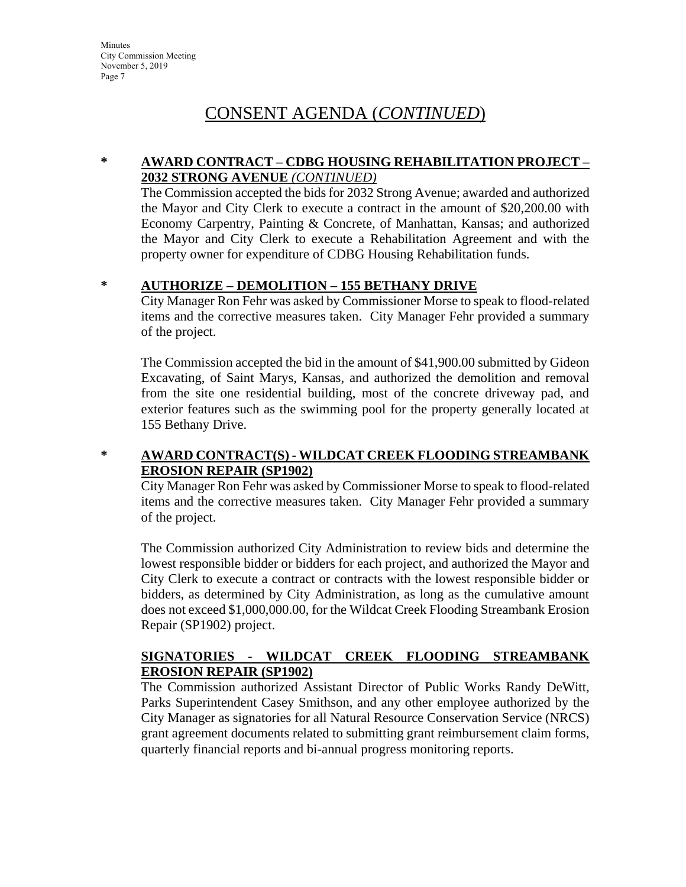# CONSENT AGENDA (*CONTINUED*)

**\* AWARD CONTRACT – CDBG HOUSING REHABILITATION PROJECT – 2032 STRONG AVENUE *(CONTINUED)***

The Commission accepted the bids for 2032 Strong Avenue; awarded and authorized the Mayor and City Clerk to execute a contract in the amount of $20,200.00 with Economy Carpentry, Painting & Concrete, of Manhattan, Kansas; and authorized the Mayor and City Clerk to execute a Rehabilitation Agreement and with the property owner for expenditure of CDBG Housing Rehabilitation funds.

**\* AUTHORIZE – DEMOLITION – 155 BETHANY DRIVE**

City Manager Ron Fehr was asked by Commissioner Morse to speak to flood-related items and the corrective measures taken. City Manager Fehr provided a summary of the project.

The Commission accepted the bid in the amount of $41,900.00 submitted by Gideon Excavating, of Saint Marys, Kansas, and authorized the demolition and removal from the site one residential building, most of the concrete driveway pad, and exterior features such as the swimming pool for the property generally located at 155 Bethany Drive.

**\* AWARD CONTRACT(S) - WILDCAT CREEK FLOODING STREAMBANK EROSION REPAIR (SP1902)**

City Manager Ron Fehr was asked by Commissioner Morse to speak to flood-related items and the corrective measures taken. City Manager Fehr provided a summary of the project.

The Commission authorized City Administration to review bids and determine the lowest responsible bidder or bidders for each project, and authorized the Mayor and City Clerk to execute a contract or contracts with the lowest responsible bidder or bidders, as determined by City Administration, as long as the cumulative amount does not exceed $1,000,000.00, for the Wildcat Creek Flooding Streambank Erosion Repair (SP1902) project.

**SIGNATORIES - WILDCAT CREEK FLOODING STREAMBANK EROSION REPAIR (SP1902)**

The Commission authorized Assistant Director of Public Works Randy DeWitt, Parks Superintendent Casey Smithson, and any other employee authorized by the City Manager as signatories for all Natural Resource Conservation Service (NRCS) grant agreement documents related to submitting grant reimbursement claim forms, quarterly financial reports and bi-annual progress monitoring reports.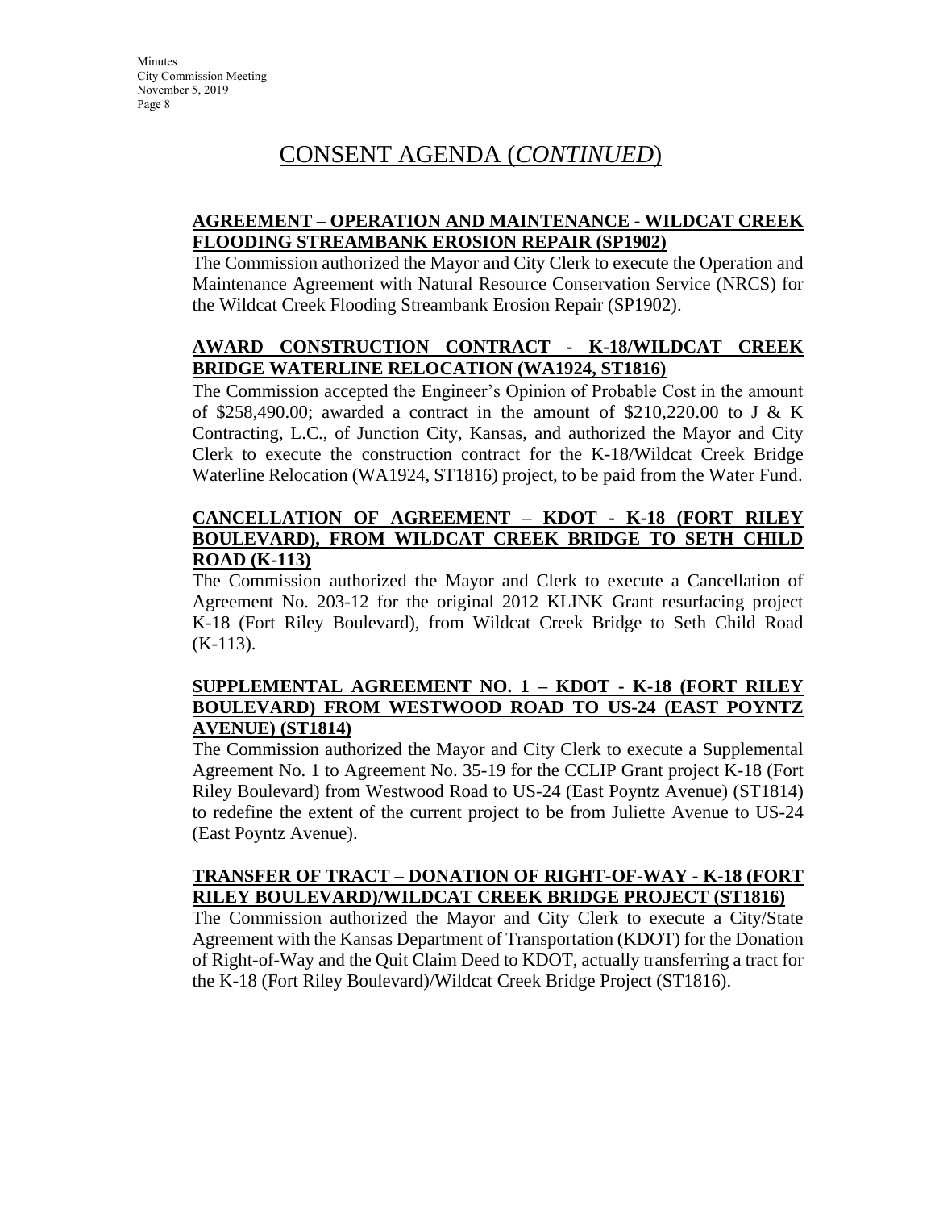# CONSENT AGENDA (*CONTINUED*)

**AGREEMENT – OPERATION AND MAINTENANCE - WILDCAT CREEK FLOODING STREAMBANK EROSION REPAIR (SP1902)**

The Commission authorized the Mayor and City Clerk to execute the Operation and Maintenance Agreement with Natural Resource Conservation Service (NRCS) for the Wildcat Creek Flooding Streambank Erosion Repair (SP1902).

**AWARD CONSTRUCTION CONTRACT - K-18/WILDCAT CREEK BRIDGE WATERLINE RELOCATION (WA1924, ST1816)**

The Commission accepted the Engineer's Opinion of Probable Cost in the amount of $258,490.00; awarded a contract in the amount of $210,220.00 to J & K Contracting, L.C., of Junction City, Kansas, and authorized the Mayor and City Clerk to execute the construction contract for the K-18/Wildcat Creek Bridge Waterline Relocation (WA1924, ST1816) project, to be paid from the Water Fund.

**CANCELLATION OF AGREEMENT – KDOT - K-18 (FORT RILEY BOULEVARD), FROM WILDCAT CREEK BRIDGE TO SETH CHILD ROAD (K-113)**

The Commission authorized the Mayor and Clerk to execute a Cancellation of Agreement No. 203-12 for the original 2012 KLINK Grant resurfacing project K-18 (Fort Riley Boulevard), from Wildcat Creek Bridge to Seth Child Road (K-113).

**SUPPLEMENTAL AGREEMENT NO. 1 – KDOT - K-18 (FORT RILEY BOULEVARD) FROM WESTWOOD ROAD TO US-24 (EAST POYNTZ AVENUE) (ST1814)**

The Commission authorized the Mayor and City Clerk to execute a Supplemental Agreement No. 1 to Agreement No. 35-19 for the CCLIP Grant project K-18 (Fort Riley Boulevard) from Westwood Road to US-24 (East Poyntz Avenue) (ST1814) to redefine the extent of the current project to be from Juliette Avenue to US-24 (East Poyntz Avenue).

**TRANSFER OF TRACT – DONATION OF RIGHT-OF-WAY - K-18 (FORT RILEY BOULEVARD)/WILDCAT CREEK BRIDGE PROJECT (ST1816)**

The Commission authorized the Mayor and City Clerk to execute a City/State Agreement with the Kansas Department of Transportation (KDOT) for the Donation of Right-of-Way and the Quit Claim Deed to KDOT, actually transferring a tract for the K-18 (Fort Riley Boulevard)/Wildcat Creek Bridge Project (ST1816).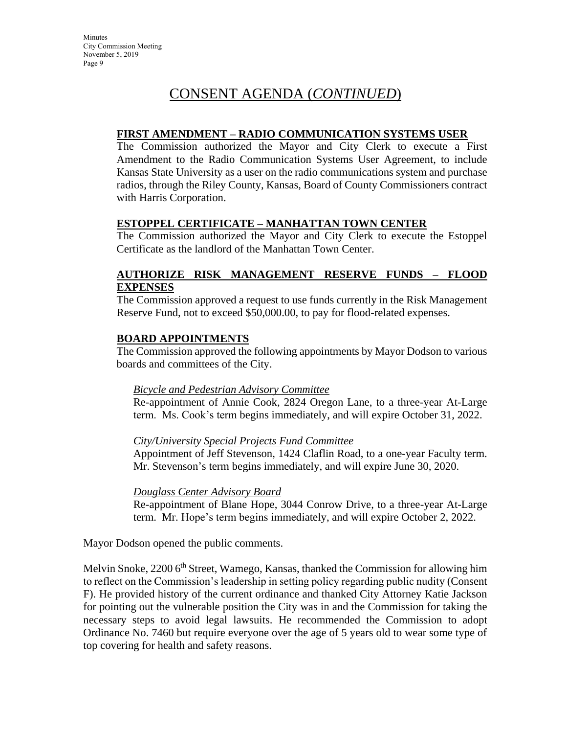# CONSENT AGENDA (*CONTINUED*)

**FIRST AMENDMENT – RADIO COMMUNICATION SYSTEMS USER**

The Commission authorized the Mayor and City Clerk to execute a First Amendment to the Radio Communication Systems User Agreement, to include Kansas State University as a user on the radio communications system and purchase radios, through the Riley County, Kansas, Board of County Commissioners contract with Harris Corporation.

**ESTOPPEL CERTIFICATE – MANHATTAN TOWN CENTER**

The Commission authorized the Mayor and City Clerk to execute the Estoppel Certificate as the landlord of the Manhattan Town Center.

**AUTHORIZE RISK MANAGEMENT RESERVE FUNDS – FLOOD EXPENSES**

The Commission approved a request to use funds currently in the Risk Management Reserve Fund, not to exceed $50,000.00, to pay for flood-related expenses.

**BOARD APPOINTMENTS**

The Commission approved the following appointments by Mayor Dodson to various boards and committees of the City.

*Bicycle and Pedestrian Advisory Committee*

Re-appointment of Annie Cook, 2824 Oregon Lane, to a three-year At-Large term. Ms. Cook's term begins immediately, and will expire October 31, 2022.

*City/University Special Projects Fund Committee*

Appointment of Jeff Stevenson, 1424 Claflin Road, to a one-year Faculty term. Mr. Stevenson's term begins immediately, and will expire June 30, 2020.

*Douglass Center Advisory Board*

Re-appointment of Blane Hope, 3044 Conrow Drive, to a three-year At-Large term. Mr. Hope's term begins immediately, and will expire October 2, 2022.

Mayor Dodson opened the public comments.

Melvin Snoke, 2200 6th Street, Wamego, Kansas, thanked the Commission for allowing him to reflect on the Commission's leadership in setting policy regarding public nudity (Consent F). He provided history of the current ordinance and thanked City Attorney Katie Jackson for pointing out the vulnerable position the City was in and the Commission for taking the necessary steps to avoid legal lawsuits. He recommended the Commission to adopt Ordinance No. 7460 but require everyone over the age of 5 years old to wear some type of top covering for health and safety reasons.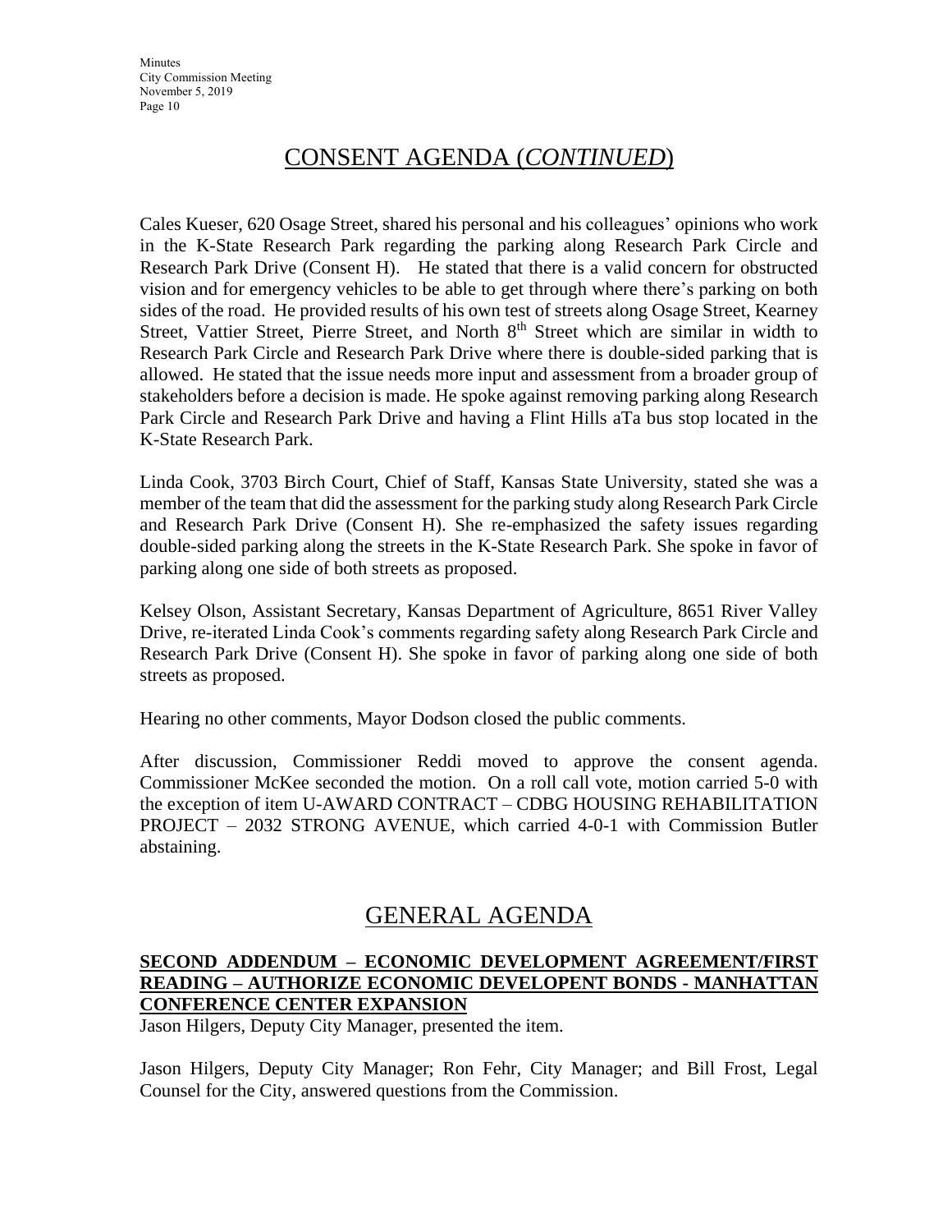# CONSENT AGENDA (*CONTINUED*)

Cales Kueser, 620 Osage Street, shared his personal and his colleagues' opinions who work in the K-State Research Park regarding the parking along Research Park Circle and Research Park Drive (Consent H). He stated that there is a valid concern for obstructed vision and for emergency vehicles to be able to get through where there's parking on both sides of the road. He provided results of his own test of streets along Osage Street, Kearney Street, Vattier Street, Pierre Street, and North 8th Street which are similar in width to Research Park Circle and Research Park Drive where there is double-sided parking that is allowed. He stated that the issue needs more input and assessment from a broader group of stakeholders before a decision is made. He spoke against removing parking along Research Park Circle and Research Park Drive and having a Flint Hills aTa bus stop located in the K-State Research Park.

Linda Cook, 3703 Birch Court, Chief of Staff, Kansas State University, stated she was a member of the team that did the assessment for the parking study along Research Park Circle and Research Park Drive (Consent H). She re-emphasized the safety issues regarding double-sided parking along the streets in the K-State Research Park. She spoke in favor of parking along one side of both streets as proposed.

Kelsey Olson, Assistant Secretary, Kansas Department of Agriculture, 8651 River Valley Drive, re-iterated Linda Cook's comments regarding safety along Research Park Circle and Research Park Drive (Consent H). She spoke in favor of parking along one side of both streets as proposed.

Hearing no other comments, Mayor Dodson closed the public comments.

After discussion, Commissioner Reddi moved to approve the consent agenda. Commissioner McKee seconded the motion. On a roll call vote, motion carried 5-0 with the exception of item U-AWARD CONTRACT – CDBG HOUSING REHABILITATION PROJECT – 2032 STRONG AVENUE, which carried 4-0-1 with Commission Butler abstaining.

# GENERAL AGENDA

**SECOND ADDENDUM – ECONOMIC DEVELOPMENT AGREEMENT/FIRST READING – AUTHORIZE ECONOMIC DEVELOPENT BONDS - MANHATTAN CONFERENCE CENTER EXPANSION**

Jason Hilgers, Deputy City Manager, presented the item.

Jason Hilgers, Deputy City Manager; Ron Fehr, City Manager; and Bill Frost, Legal Counsel for the City, answered questions from the Commission.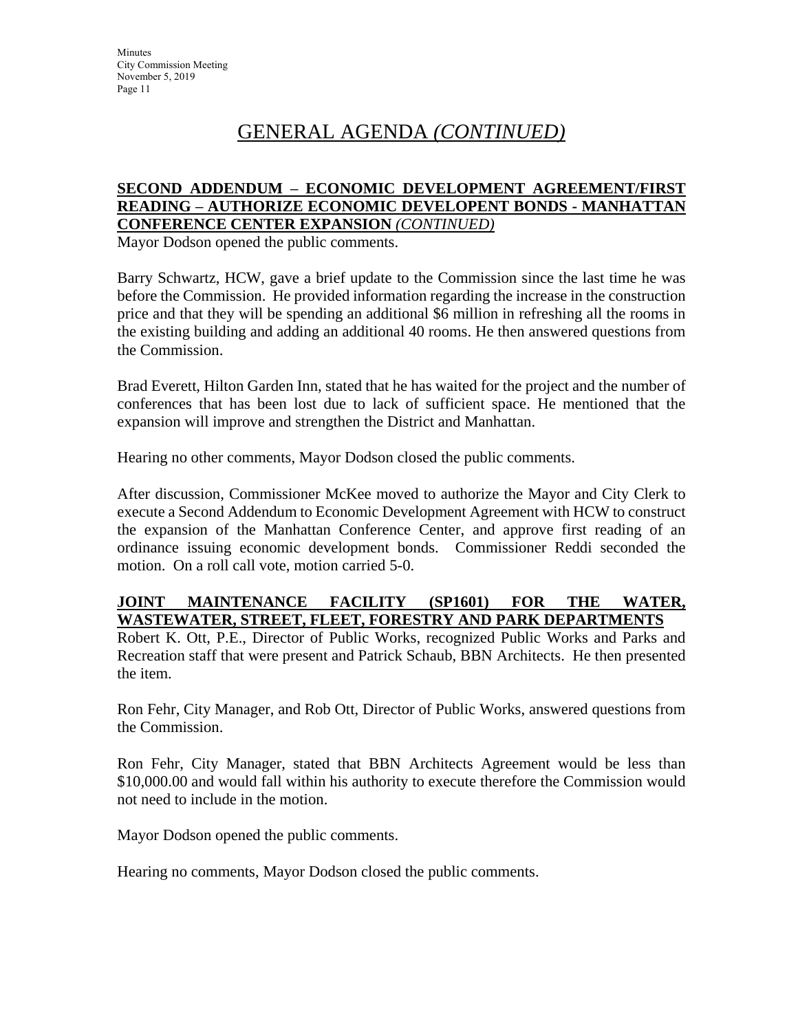# GENERAL AGENDA *(CONTINUED)*

**SECOND ADDENDUM – ECONOMIC DEVELOPMENT AGREEMENT/FIRST READING – AUTHORIZE ECONOMIC DEVELOPENT BONDS - MANHATTAN CONFERENCE CENTER EXPANSION** ***(CONTINUED)***

Mayor Dodson opened the public comments.

Barry Schwartz, HCW, gave a brief update to the Commission since the last time he was before the Commission. He provided information regarding the increase in the construction price and that they will be spending an additional $6 million in refreshing all the rooms in the existing building and adding an additional 40 rooms. He then answered questions from the Commission.

Brad Everett, Hilton Garden Inn, stated that he has waited for the project and the number of conferences that has been lost due to lack of sufficient space. He mentioned that the expansion will improve and strengthen the District and Manhattan.

Hearing no other comments, Mayor Dodson closed the public comments.

After discussion, Commissioner McKee moved to authorize the Mayor and City Clerk to execute a Second Addendum to Economic Development Agreement with HCW to construct the expansion of the Manhattan Conference Center, and approve first reading of an ordinance issuing economic development bonds. Commissioner Reddi seconded the motion. On a roll call vote, motion carried 5-0.

**JOINT MAINTENANCE FACILITY (SP1601) FOR THE WATER, WASTEWATER, STREET, FLEET, FORESTRY AND PARK DEPARTMENTS**

Robert K. Ott, P.E., Director of Public Works, recognized Public Works and Parks and Recreation staff that were present and Patrick Schaub, BBN Architects. He then presented the item.

Ron Fehr, City Manager, and Rob Ott, Director of Public Works, answered questions from the Commission.

Ron Fehr, City Manager, stated that BBN Architects Agreement would be less than $10,000.00 and would fall within his authority to execute therefore the Commission would not need to include in the motion.

Mayor Dodson opened the public comments.

Hearing no comments, Mayor Dodson closed the public comments.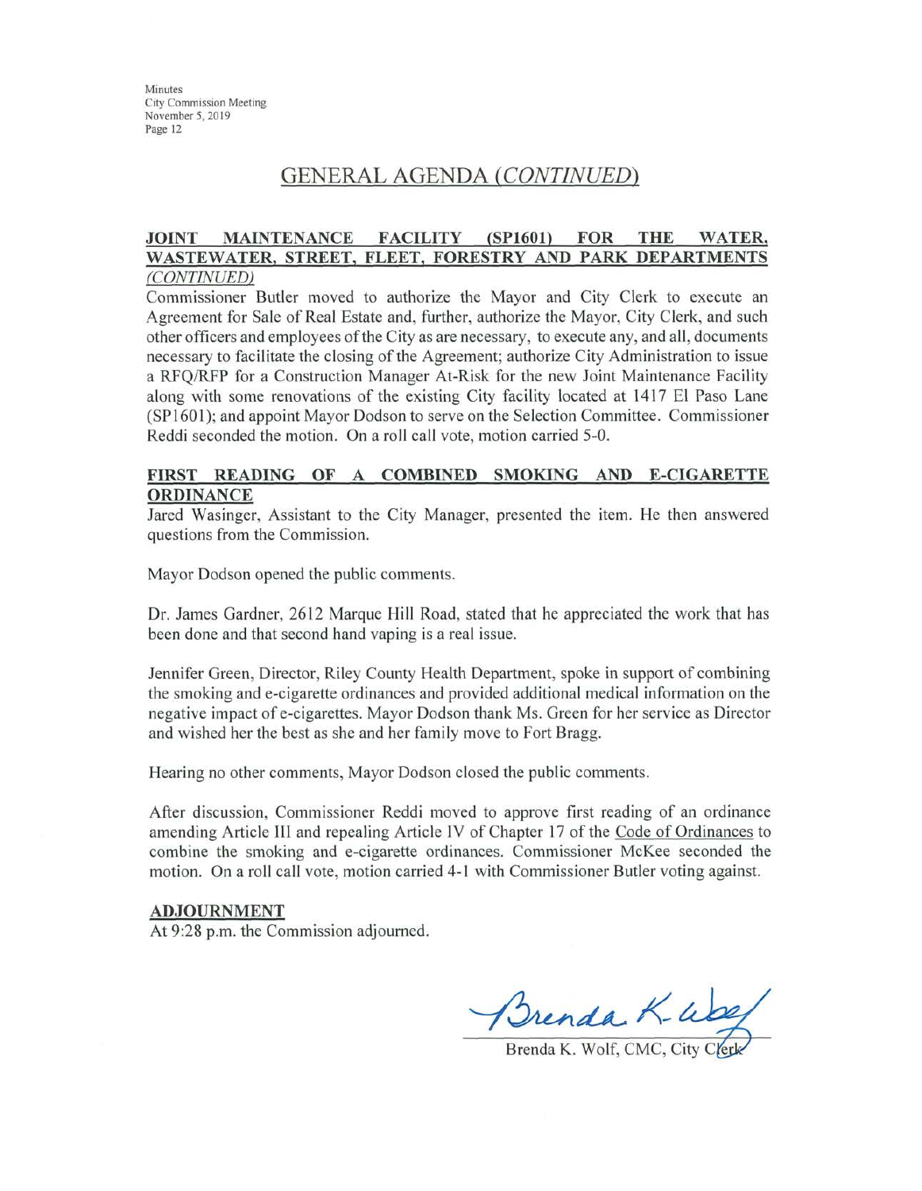## GENERAL AGENDA (*CONTINUED*)

### JOINT MAINTENANCE FACILITY (SP1601) FOR THE WATER, WASTEWATER, STREET, FLEET, FORESTRY AND PARK DEPARTMENTS *(CONTINUED)*

Commissioner Butler moved to authorize the Mayor and City Clerk to execute an Agreement for Sale of Real Estate and, further, authorize the Mayor, City Clerk, and such other officers and employees of the City as are necessary, to execute any, and all, documents necessary to facilitate the closing of the Agreement; authorize City Administration to issue a RFQ/RFP for a Construction Manager At-Risk for the new Joint Maintenance Facility along with some renovations of the existing City facility located at 1417 El Paso Lane (SP1601); and appoint Mayor Dodson to serve on the Selection Committee. Commissioner Reddi seconded the motion. On a roll call vote, motion carried 5-0.

### FIRST READING OF A COMBINED SMOKING AND E-CIGARETTE ORDINANCE

Jared Wasinger, Assistant to the City Manager, presented the item. He then answered questions from the Commission.

Mayor Dodson opened the public comments.

Dr. James Gardner, 2612 Marque Hill Road, stated that he appreciated the work that has been done and that second hand vaping is a real issue.

Jennifer Green, Director, Riley County Health Department, spoke in support of combining the smoking and e-cigarette ordinances and provided additional medical information on the negative impact of e-cigarettes. Mayor Dodson thank Ms. Green for her service as Director and wished her the best as she and her family move to Fort Bragg.

Hearing no other comments, Mayor Dodson closed the public comments.

After discussion, Commissioner Reddi moved to approve first reading of an ordinance amending Article III and repealing Article IV of Chapter 17 of the Code of Ordinances to combine the smoking and e-cigarette ordinances. Commissioner McKee seconded the motion. On a roll call vote, motion carried 4-1 with Commissioner Butler voting against.

### ADJOURNMENT

At 9:28 p.m. the Commission adjourned.

Brenda K. Wolf

Brenda K. Wolf, CMC, City Clerk